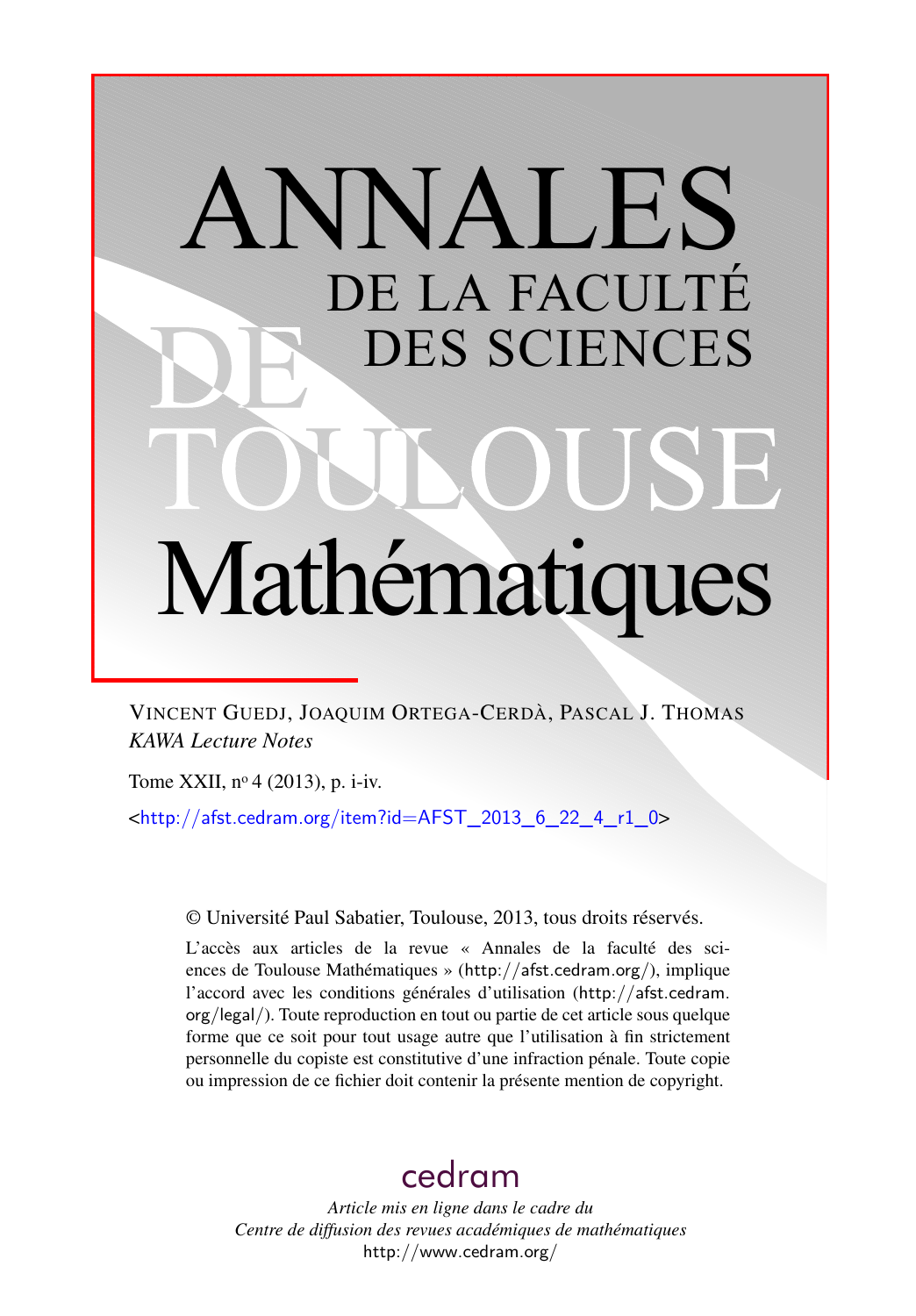# ANNALES DE LA FACULTÉ DES SCIENCES DE TOULOUSE Mathématiques

VINCENT GUEDJ, JOAQUIM ORTEGA-CERDÀ, PASCAL J. THOMAS

*KAWA Lecture Notes*

Tome XXII, n[o] 4 (2013), p. i-iv.

<http://afst.cedram.org/item?id=AFST_2013_6_22_4_r1_0>

© Université Paul Sabatier, Toulouse, 2013, tous droits réservés.

L'accès aux articles de la revue « Annales de la faculté des sciences de Toulouse Mathématiques » (http://afst.cedram.org/), implique l'accord avec les conditions générales d'utilisation (http://afst.cedram.org/legal/). Toute reproduction en tout ou partie de cet article sous quelque forme que ce soit pour tout usage autre que l'utilisation à fin strictement personnelle du copiste est constitutive d'une infraction pénale. Toute copie ou impression de ce fichier doit contenir la présente mention de copyright.

cedram

*Article mis en ligne dans le cadre du Centre de diffusion des revues académiques de mathématiques*

http://www.cedram.org/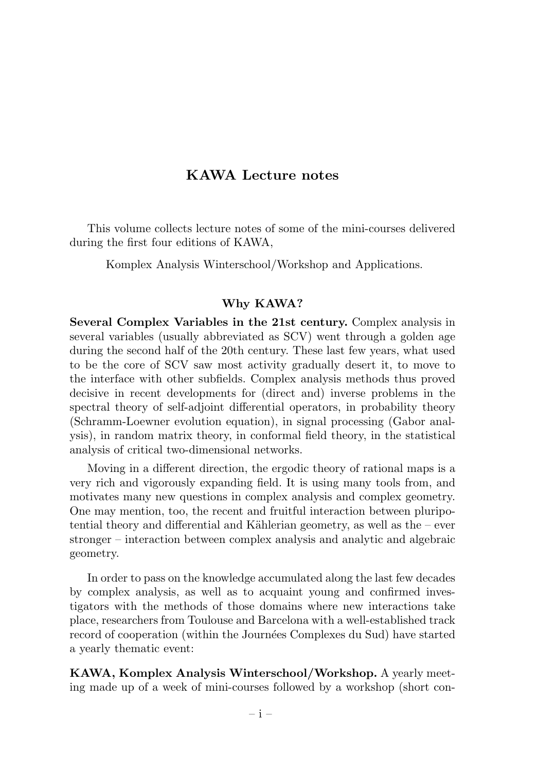## KAWA Lecture notes

This volume collects lecture notes of some of the mini-courses delivered during the first four editions of KAWA,

Komplex Analysis Winterschool/Workshop and Applications.

### Why KAWA?

**Several Complex Variables in the 21st century.** Complex analysis in several variables (usually abbreviated as SCV) went through a golden age during the second half of the 20th century. These last few years, what used to be the core of SCV saw most activity gradually desert it, to move to the interface with other subfields. Complex analysis methods thus proved decisive in recent developments for (direct and) inverse problems in the spectral theory of self-adjoint differential operators, in probability theory (Schramm-Loewner evolution equation), in signal processing (Gabor analysis), in random matrix theory, in conformal field theory, in the statistical analysis of critical two-dimensional networks.

Moving in a different direction, the ergodic theory of rational maps is a very rich and vigorously expanding field. It is using many tools from, and motivates many new questions in complex analysis and complex geometry. One may mention, too, the recent and fruitful interaction between pluripotential theory and differential and Kählerian geometry, as well as the – ever stronger – interaction between complex analysis and analytic and algebraic geometry.

In order to pass on the knowledge accumulated along the last few decades by complex analysis, as well as to acquaint young and confirmed investigators with the methods of those domains where new interactions take place, researchers from Toulouse and Barcelona with a well-established track record of cooperation (within the Journées Complexes du Sud) have started a yearly thematic event:

**KAWA, Komplex Analysis Winterschool/Workshop.** A yearly meeting made up of a week of mini-courses followed by a workshop (short con-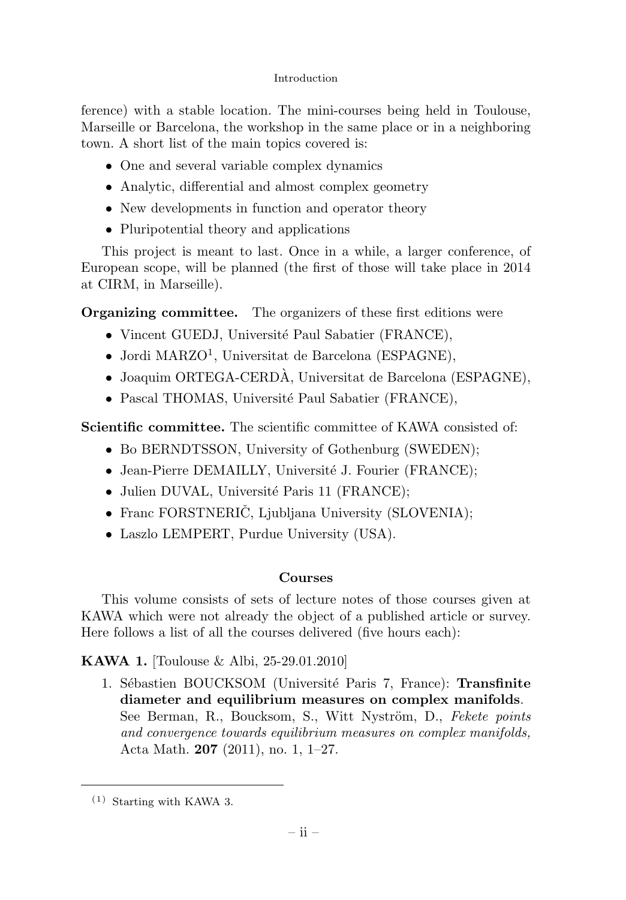ference) with a stable location. The mini-courses being held in Toulouse, Marseille or Barcelona, the workshop in the same place or in a neighboring town. A short list of the main topics covered is:

- One and several variable complex dynamics
- Analytic, differential and almost complex geometry
- New developments in function and operator theory
- Pluripotential theory and applications

This project is meant to last. Once in a while, a larger conference, of European scope, will be planned (the first of those will take place in 2014 at CIRM, in Marseille).

**Organizing committee.** The organizers of these first editions were

- Vincent GUEDJ, Université Paul Sabatier (FRANCE),
- Jordi MARZO[1], Universitat de Barcelona (ESPAGNE),
- Joaquim ORTEGA-CERDÀ, Universitat de Barcelona (ESPAGNE),
- Pascal THOMAS, Université Paul Sabatier (FRANCE),

**Scientific committee.** The scientific committee of KAWA consisted of:

- Bo BERNDTSSON, University of Gothenburg (SWEDEN);
- Jean-Pierre DEMAILLY, Université J. Fourier (FRANCE);
- Julien DUVAL, Université Paris 11 (FRANCE);
- Franc FORSTNERIČ, Ljubljana University (SLOVENIA);
- Laszlo LEMPERT, Purdue University (USA).

## Courses

This volume consists of sets of lecture notes of those courses given at KAWA which were not already the object of a published article or survey. Here follows a list of all the courses delivered (five hours each):

**KAWA 1.** [Toulouse & Albi, 25-29.01.2010]

1. Sébastien BOUCKSOM (Université Paris 7, France): **Transfinite diameter and equilibrium measures on complex manifolds**. See Berman, R., Boucksom, S., Witt Nyström, D., *Fekete points and convergence towards equilibrium measures on complex manifolds,* Acta Math. **207** (2011), no. 1, 1–27.

---

(1) Starting with KAWA 3.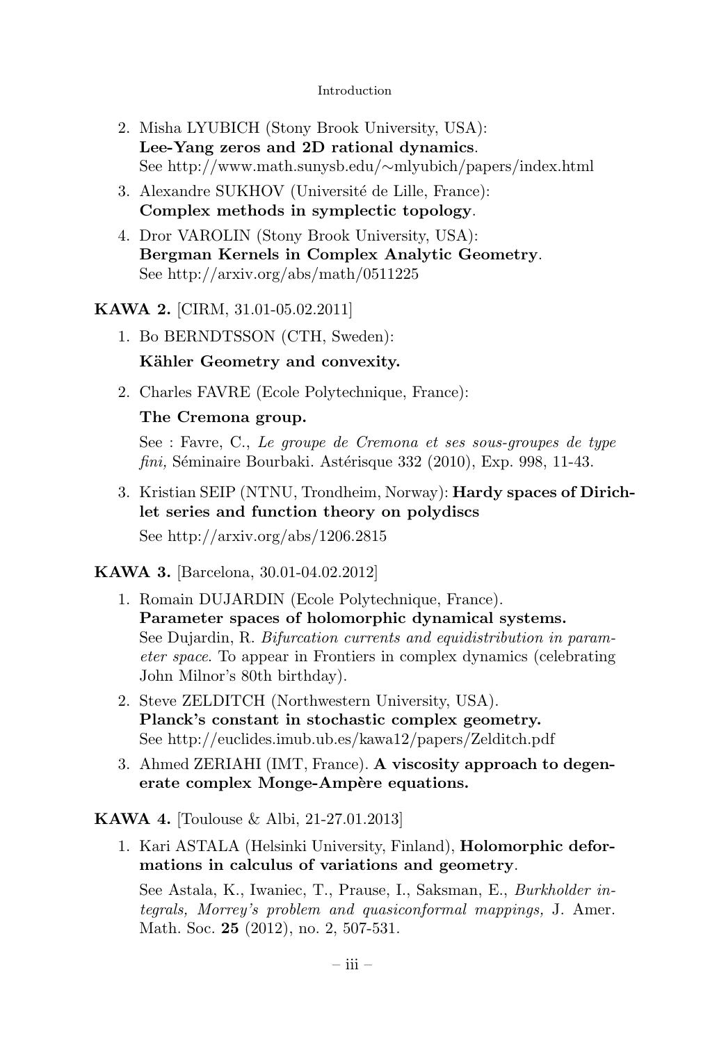2. Misha LYUBICH (Stony Brook University, USA):
   **Lee-Yang zeros and 2D rational dynamics**.
   See http://www.math.sunysb.edu/∼mlyubich/papers/index.html

3. Alexandre SUKHOV (Université de Lille, France):
   **Complex methods in symplectic topology**.

4. Dror VAROLIN (Stony Brook University, USA):
   **Bergman Kernels in Complex Analytic Geometry**.
   See http://arxiv.org/abs/math/0511225

**KAWA 2.** [CIRM, 31.01-05.02.2011]

1. Bo BERNDTSSON (CTH, Sweden):

   **Kähler Geometry and convexity.**

2. Charles FAVRE (Ecole Polytechnique, France):

   **The Cremona group.**

   See : Favre, C., *Le groupe de Cremona et ses sous-groupes de type fini,* Séminaire Bourbaki. Astérisque 332 (2010), Exp. 998, 11-43.

3. Kristian SEIP (NTNU, Trondheim, Norway): **Hardy spaces of Dirichlet series and function theory on polydiscs**

   See http://arxiv.org/abs/1206.2815

**KAWA 3.** [Barcelona, 30.01-04.02.2012]

1. Romain DUJARDIN (Ecole Polytechnique, France).
   **Parameter spaces of holomorphic dynamical systems.**
   See Dujardin, R. *Bifurcation currents and equidistribution in parameter space*. To appear in Frontiers in complex dynamics (celebrating John Milnor's 80th birthday).

2. Steve ZELDITCH (Northwestern University, USA).
   **Planck's constant in stochastic complex geometry.**
   See http://euclides.imub.ub.es/kawa12/papers/Zelditch.pdf

3. Ahmed ZERIAHI (IMT, France). **A viscosity approach to degenerate complex Monge-Ampère equations.**

**KAWA 4.** [Toulouse & Albi, 21-27.01.2013]

1. Kari ASTALA (Helsinki University, Finland), **Holomorphic deformations in calculus of variations and geometry**.

   See Astala, K., Iwaniec, T., Prause, I., Saksman, E., *Burkholder integrals, Morrey's problem and quasiconformal mappings,* J. Amer. Math. Soc. **25** (2012), no. 2, 507-531.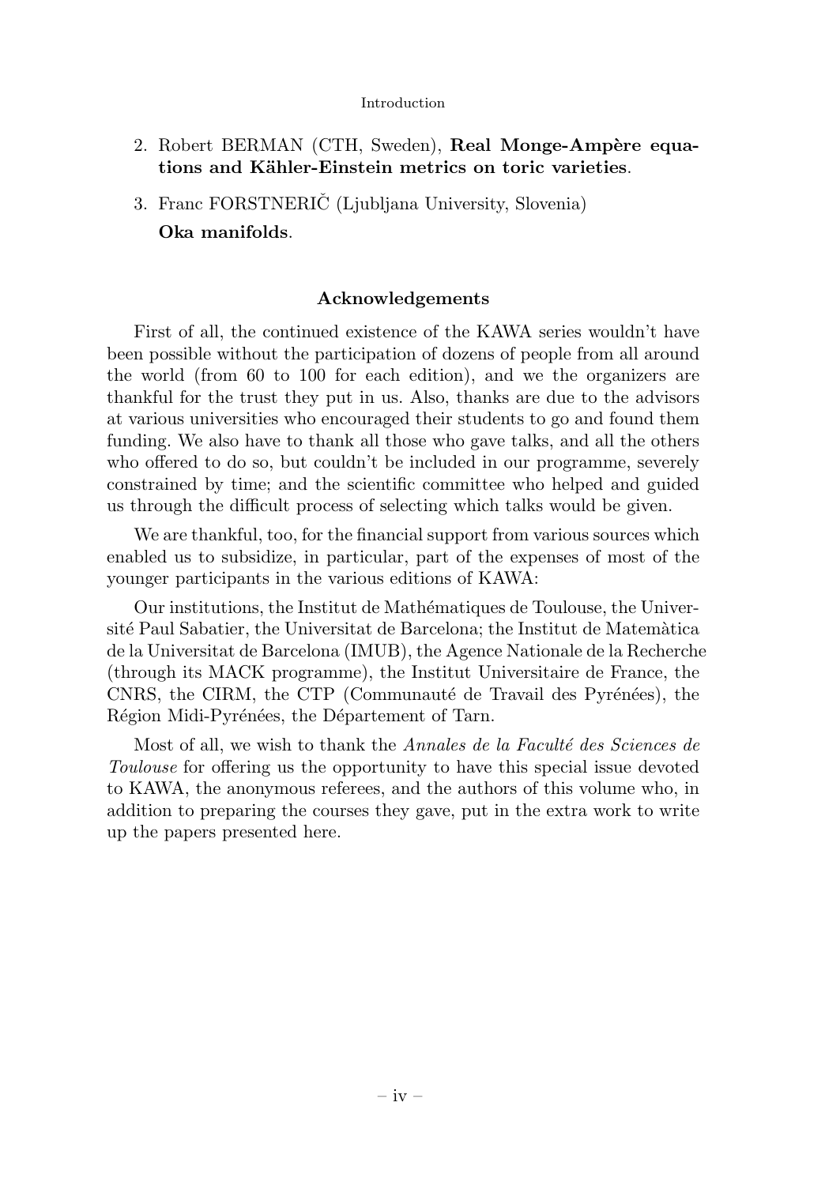2. Robert BERMAN (CTH, Sweden), **Real Monge-Ampère equations and Kähler-Einstein metrics on toric varieties**.
3. Franc FORSTNERIČ (Ljubljana University, Slovenia) **Oka manifolds**.

### Acknowledgements

First of all, the continued existence of the KAWA series wouldn't have been possible without the participation of dozens of people from all around the world (from 60 to 100 for each edition), and we the organizers are thankful for the trust they put in us. Also, thanks are due to the advisors at various universities who encouraged their students to go and found them funding. We also have to thank all those who gave talks, and all the others who offered to do so, but couldn't be included in our programme, severely constrained by time; and the scientific committee who helped and guided us through the difficult process of selecting which talks would be given.

We are thankful, too, for the financial support from various sources which enabled us to subsidize, in particular, part of the expenses of most of the younger participants in the various editions of KAWA:

Our institutions, the Institut de Mathématiques de Toulouse, the Université Paul Sabatier, the Universitat de Barcelona; the Institut de Matemàtica de la Universitat de Barcelona (IMUB), the Agence Nationale de la Recherche (through its MACK programme), the Institut Universitaire de France, the CNRS, the CIRM, the CTP (Communauté de Travail des Pyrénées), the Région Midi-Pyrénées, the Département of Tarn.

Most of all, we wish to thank the *Annales de la Faculté des Sciences de Toulouse* for offering us the opportunity to have this special issue devoted to KAWA, the anonymous referees, and the authors of this volume who, in addition to preparing the courses they gave, put in the extra work to write up the papers presented here.